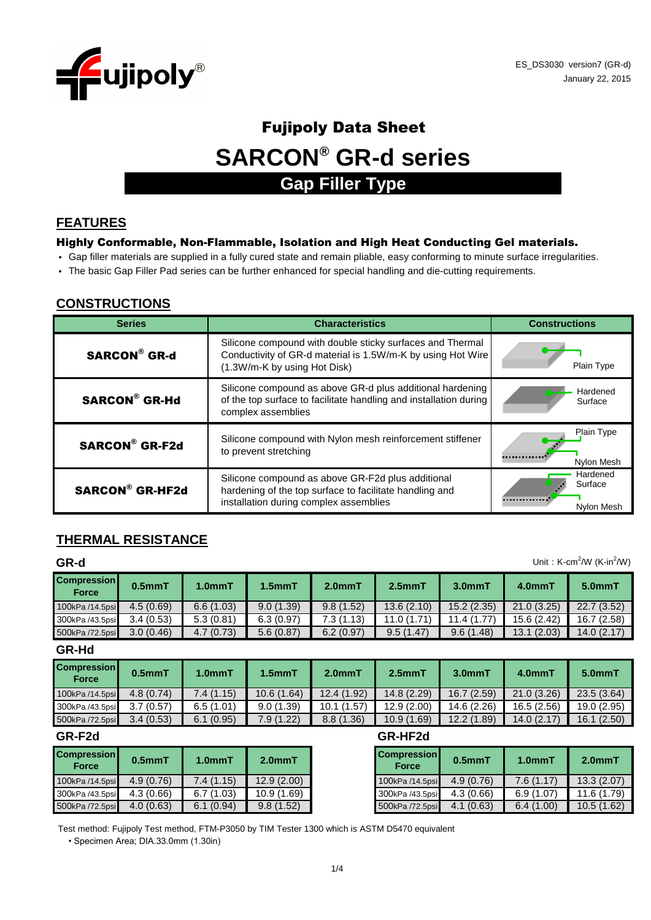ES_DS3030 version7 (GR-d)
January 22, 2015

# Fujipoly Data Sheet

# SARCON® GR-d series

## Gap Filler Type

## FEATURES

### Highly Conformable, Non-Flammable, Isolation and High Heat Conducting Gel materials.

- Gap filler materials are supplied in a fully cured state and remain pliable, easy conforming to minute surface irregularities.
- The basic Gap Filler Pad series can be further enhanced for special handling and die-cutting requirements.

## CONSTRUCTIONS

| Series | Characteristics | Constructions |
|---|---|---|
| **SARCON® GR-d** | Silicone compound with double sticky surfaces and Thermal Conductivity of GR-d material is 1.5W/m-K by using Hot Wire (1.3W/m-K by using Hot Disk) | Plain Type |
| **SARCON® GR-Hd** | Silicone compound as above GR-d plus additional hardening of the top surface to facilitate handling and installation during complex assemblies | Hardened Surface |
| **SARCON® GR-F2d** | Silicone compound with Nylon mesh reinforcement stiffener to prevent stretching | Plain Type, Nylon Mesh |
| **SARCON® GR-HF2d** | Silicone compound as above GR-F2d plus additional hardening of the top surface to facilitate handling and installation during complex assemblies | Hardened Surface, Nylon Mesh |

## THERMAL RESISTANCE

Unit : K-cm²/W (K-in²/W)

### GR-d

| Compression Force | 0.5mmT | 1.0mmT | 1.5mmT | 2.0mmT | 2.5mmT | 3.0mmT | 4.0mmT | 5.0mmT |
|---|---|---|---|---|---|---|---|---|
| 100kPa /14.5psi | 4.5 (0.69) | 6.6 (1.03) | 9.0 (1.39) | 9.8 (1.52) | 13.6 (2.10) | 15.2 (2.35) | 21.0 (3.25) | 22.7 (3.52) |
| 300kPa /43.5psi | 3.4 (0.53) | 5.3 (0.81) | 6.3 (0.97) | 7.3 (1.13) | 11.0 (1.71) | 11.4 (1.77) | 15.6 (2.42) | 16.7 (2.58) |
| 500kPa /72.5psi | 3.0 (0.46) | 4.7 (0.73) | 5.6 (0.87) | 6.2 (0.97) | 9.5 (1.47) | 9.6 (1.48) | 13.1 (2.03) | 14.0 (2.17) |

### GR-Hd

| Compression Force | 0.5mmT | 1.0mmT | 1.5mmT | 2.0mmT | 2.5mmT | 3.0mmT | 4.0mmT | 5.0mmT |
|---|---|---|---|---|---|---|---|---|
| 100kPa /14.5psi | 4.8 (0.74) | 7.4 (1.15) | 10.6 (1.64) | 12.4 (1.92) | 14.8 (2.29) | 16.7 (2.59) | 21.0 (3.26) | 23.5 (3.64) |
| 300kPa /43.5psi | 3.7 (0.57) | 6.5 (1.01) | 9.0 (1.39) | 10.1 (1.57) | 12.9 (2.00) | 14.6 (2.26) | 16.5 (2.56) | 19.0 (2.95) |
| 500kPa /72.5psi | 3.4 (0.53) | 6.1 (0.95) | 7.9 (1.22) | 8.8 (1.36) | 10.9 (1.69) | 12.2 (1.89) | 14.0 (2.17) | 16.1 (2.50) |

### GR-F2d

| Compression Force | 0.5mmT | 1.0mmT | 2.0mmT |
|---|---|---|---|
| 100kPa /14.5psi | 4.9 (0.76) | 7.4 (1.15) | 12.9 (2.00) |
| 300kPa /43.5psi | 4.3 (0.66) | 6.7 (1.03) | 10.9 (1.69) |
| 500kPa /72.5psi | 4.0 (0.63) | 6.1 (0.94) | 9.8 (1.52) |

### GR-HF2d

| Compression Force | 0.5mmT | 1.0mmT | 2.0mmT |
|---|---|---|---|
| 100kPa /14.5psi | 4.9 (0.76) | 7.6 (1.17) | 13.3 (2.07) |
| 300kPa /43.5psi | 4.3 (0.66) | 6.9 (1.07) | 11.6 (1.79) |
| 500kPa /72.5psi | 4.1 (0.63) | 6.4 (1.00) | 10.5 (1.62) |

Test method: Fujipoly Test method, FTM-P3050 by TIM Tester 1300 which is ASTM D5470 equivalent

- Specimen Area; DIA.33.0mm (1.30in)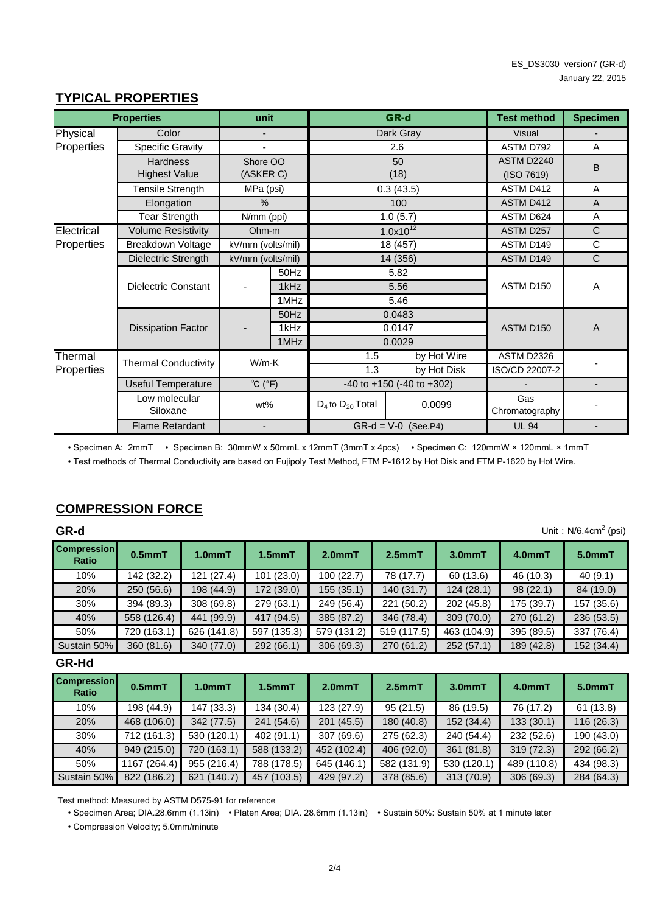ES_DS3030 version7 (GR-d)
January 22, 2015

## TYPICAL PROPERTIES

| Properties | | unit | | GR-d | | Test method | Specimen |
|---|---|---|---|---|---|---|---|
| Physical Properties | Color | - | | Dark Gray | | Visual | - |
| | Specific Gravity | - | | 2.6 | | ASTM D792 | A |
| | Hardness Highest Value | Shore OO (ASKER C) | | 50 (18) | | ASTM D2240 (ISO 7619) | B |
| | Tensile Strength | MPa (psi) | | 0.3 (43.5) | | ASTM D412 | A |
| | Elongation | % | | 100 | | ASTM D412 | A |
| | Tear Strength | N/mm (ppi) | | 1.0 (5.7) | | ASTM D624 | A |
| Electrical Properties | Volume Resistivity | Ohm-m | | $1.0\times10^{12}$ | | ASTM D257 | C |
| | Breakdown Voltage | kV/mm (volts/mil) | | 18 (457) | | ASTM D149 | C |
| | Dielectric Strength | kV/mm (volts/mil) | | 14 (356) | | ASTM D149 | C |
| | Dielectric Constant | - | 50Hz | 5.82 | | ASTM D150 | A |
| | | | 1kHz | 5.56 | | | |
| | | | 1MHz | 5.46 | | | |
| | Dissipation Factor | - | 50Hz | 0.0483 | | ASTM D150 | A |
| | | | 1kHz | 0.0147 | | | |
| | | | 1MHz | 0.0029 | | | |
| Thermal Properties | Thermal Conductivity | W/m-K | | 1.5 | by Hot Wire | ASTM D2326 | - |
| | | | | 1.3 | by Hot Disk | ISO/CD 22007-2 | |
| | Useful Temperature | ℃ (°F) | | -40 to +150 (-40 to +302) | | - | - |
| | Low molecular Siloxane | wt% | | $D_4$ to $D_{20}$ Total | 0.0099 | Gas Chromatography | - |
| | Flame Retardant | - | | GR-d = V-0 (See.P4) | | UL 94 | - |

• Specimen A: 2mmT • Specimen B: 30mmW x 50mmL x 12mmT (3mmT x 4pcs) • Specimen C: 120mmW × 120mmL × 1mmT

• Test methods of Thermal Conductivity are based on Fujipoly Test Method, FTM P-1612 by Hot Disk and FTM P-1620 by Hot Wire.

## COMPRESSION FORCE

### GR-d

Unit : N/6.4cm² (psi)

| Compression Ratio | 0.5mmT | 1.0mmT | 1.5mmT | 2.0mmT | 2.5mmT | 3.0mmT | 4.0mmT | 5.0mmT |
|---|---|---|---|---|---|---|---|---|
| 10% | 142 (32.2) | 121 (27.4) | 101 (23.0) | 100 (22.7) | 78 (17.7) | 60 (13.6) | 46 (10.3) | 40 (9.1) |
| 20% | 250 (56.6) | 198 (44.9) | 172 (39.0) | 155 (35.1) | 140 (31.7) | 124 (28.1) | 98 (22.1) | 84 (19.0) |
| 30% | 394 (89.3) | 308 (69.8) | 279 (63.1) | 249 (56.4) | 221 (50.2) | 202 (45.8) | 175 (39.7) | 157 (35.6) |
| 40% | 558 (126.4) | 441 (99.9) | 417 (94.5) | 385 (87.2) | 346 (78.4) | 309 (70.0) | 270 (61.2) | 236 (53.5) |
| 50% | 720 (163.1) | 626 (141.8) | 597 (135.3) | 579 (131.2) | 519 (117.5) | 463 (104.9) | 395 (89.5) | 337 (76.4) |
| Sustain 50% | 360 (81.6) | 340 (77.0) | 292 (66.1) | 306 (69.3) | 270 (61.2) | 252 (57.1) | 189 (42.8) | 152 (34.4) |

### GR-Hd

| Compression Ratio | 0.5mmT | 1.0mmT | 1.5mmT | 2.0mmT | 2.5mmT | 3.0mmT | 4.0mmT | 5.0mmT |
|---|---|---|---|---|---|---|---|---|
| 10% | 198 (44.9) | 147 (33.3) | 134 (30.4) | 123 (27.9) | 95 (21.5) | 86 (19.5) | 76 (17.2) | 61 (13.8) |
| 20% | 468 (106.0) | 342 (77.5) | 241 (54.6) | 201 (45.5) | 180 (40.8) | 152 (34.4) | 133 (30.1) | 116 (26.3) |
| 30% | 712 (161.3) | 530 (120.1) | 402 (91.1) | 307 (69.6) | 275 (62.3) | 240 (54.4) | 232 (52.6) | 190 (43.0) |
| 40% | 949 (215.0) | 720 (163.1) | 588 (133.2) | 452 (102.4) | 406 (92.0) | 361 (81.8) | 319 (72.3) | 292 (66.2) |
| 50% | 1167 (264.4) | 955 (216.4) | 788 (178.5) | 645 (146.1) | 582 (131.9) | 530 (120.1) | 489 (110.8) | 434 (98.3) |
| Sustain 50% | 822 (186.2) | 621 (140.7) | 457 (103.5) | 429 (97.2) | 378 (85.6) | 313 (70.9) | 306 (69.3) | 284 (64.3) |

Test method: Measured by ASTM D575-91 for reference

• Specimen Area; DIA.28.6mm (1.13in) • Platen Area; DIA. 28.6mm (1.13in) • Sustain 50%: Sustain 50% at 1 minute later

• Compression Velocity; 5.0mm/minute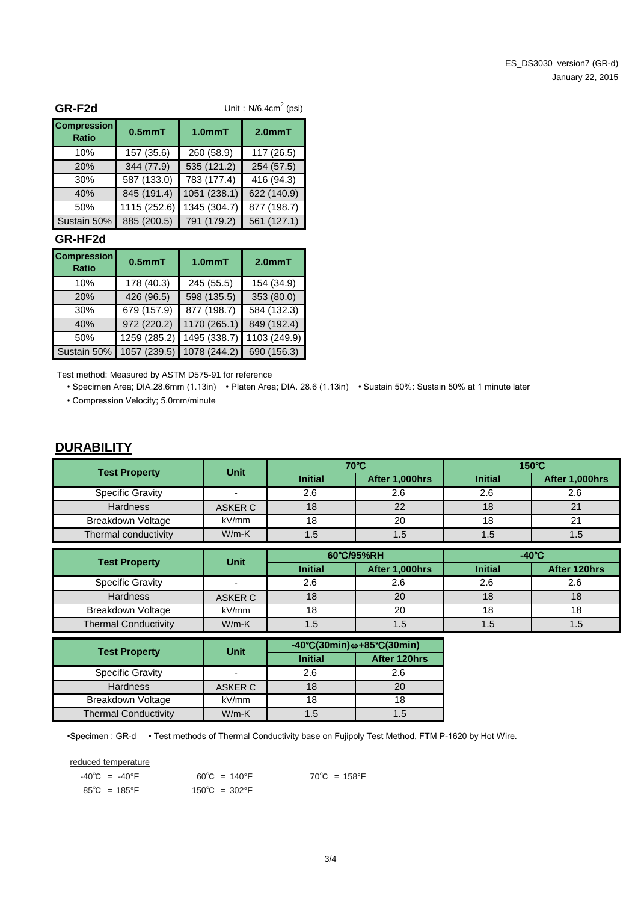### GR-F2d

Unit : N/6.4cm$^2$ (psi)

| Compression Ratio | 0.5mmT | 1.0mmT | 2.0mmT |
|---|---|---|---|
| 10% | 157 (35.6) | 260 (58.9) | 117 (26.5) |
| 20% | 344 (77.9) | 535 (121.2) | 254 (57.5) |
| 30% | 587 (133.0) | 783 (177.4) | 416 (94.3) |
| 40% | 845 (191.4) | 1051 (238.1) | 622 (140.9) |
| 50% | 1115 (252.6) | 1345 (304.7) | 877 (198.7) |
| Sustain 50% | 885 (200.5) | 791 (179.2) | 561 (127.1) |

### GR-HF2d

| Compression Ratio | 0.5mmT | 1.0mmT | 2.0mmT |
|---|---|---|---|
| 10% | 178 (40.3) | 245 (55.5) | 154 (34.9) |
| 20% | 426 (96.5) | 598 (135.5) | 353 (80.0) |
| 30% | 679 (157.9) | 877 (198.7) | 584 (132.3) |
| 40% | 972 (220.2) | 1170 (265.1) | 849 (192.4) |
| 50% | 1259 (285.2) | 1495 (338.7) | 1103 (249.9) |
| Sustain 50% | 1057 (239.5) | 1078 (244.2) | 690 (156.3) |

Test method: Measured by ASTM D575-91 for reference

- Specimen Area; DIA.28.6mm (1.13in) • Platen Area; DIA. 28.6 (1.13in) • Sustain 50%: Sustain 50% at 1 minute later
- Compression Velocity; 5.0mm/minute

## DURABILITY

| Test Property | Unit | 70℃ | | 150℃ | |
|---|---|---|---|---|---|
| | | Initial | After 1,000hrs | Initial | After 1,000hrs |
| Specific Gravity | - | 2.6 | 2.6 | 2.6 | 2.6 |
| Hardness | ASKER C | 18 | 22 | 18 | 21 |
| Breakdown Voltage | kV/mm | 18 | 20 | 18 | 21 |
| Thermal conductivity | W/m-K | 1.5 | 1.5 | 1.5 | 1.5 |

| Test Property | Unit | 60℃/95%RH | | -40℃ | |
|---|---|---|---|---|---|
| | | Initial | After 1,000hrs | Initial | After 120hrs |
| Specific Gravity | - | 2.6 | 2.6 | 2.6 | 2.6 |
| Hardness | ASKER C | 18 | 20 | 18 | 18 |
| Breakdown Voltage | kV/mm | 18 | 20 | 18 | 18 |
| Thermal Conductivity | W/m-K | 1.5 | 1.5 | 1.5 | 1.5 |

| Test Property | Unit | -40℃(30min)⇔+85℃(30min) | |
|---|---|---|---|
| | | Initial | After 120hrs |
| Specific Gravity | - | 2.6 | 2.6 |
| Hardness | ASKER C | 18 | 20 |
| Breakdown Voltage | kV/mm | 18 | 18 |
| Thermal Conductivity | W/m-K | 1.5 | 1.5 |

•Specimen : GR-d • Test methods of Thermal Conductivity base on Fujipoly Test Method, FTM P-1620 by Hot Wire.

reduced temperature

-40℃ = -40°F    60℃ = 140°F    70℃ = 158°F

85℃ = 185°F    150℃ = 302°F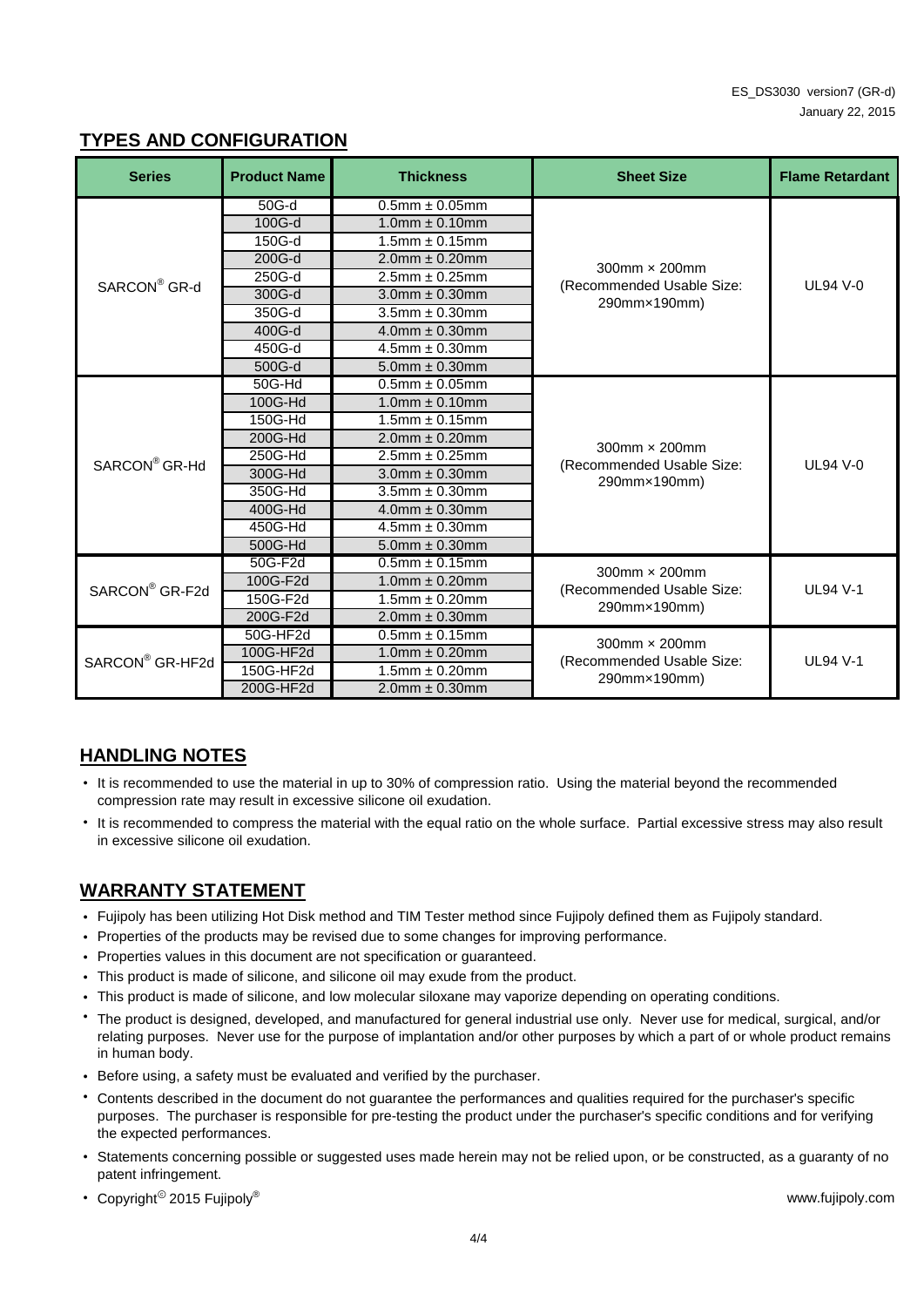## TYPES AND CONFIGURATION

| Series | Product Name | Thickness | Sheet Size | Flame Retardant |
|---|---|---|---|---|
| SARCON® GR-d | 50G-d | 0.5mm ± 0.05mm | 300mm × 200mm (Recommended Usable Size: 290mm×190mm) | UL94 V-0 |
| | 100G-d | 1.0mm ± 0.10mm | | |
| | 150G-d | 1.5mm ± 0.15mm | | |
| | 200G-d | 2.0mm ± 0.20mm | | |
| | 250G-d | 2.5mm ± 0.25mm | | |
| | 300G-d | 3.0mm ± 0.30mm | | |
| | 350G-d | 3.5mm ± 0.30mm | | |
| | 400G-d | 4.0mm ± 0.30mm | | |
| | 450G-d | 4.5mm ± 0.30mm | | |
| | 500G-d | 5.0mm ± 0.30mm | | |
| SARCON® GR-Hd | 50G-Hd | 0.5mm ± 0.05mm | 300mm × 200mm (Recommended Usable Size: 290mm×190mm) | UL94 V-0 |
| | 100G-Hd | 1.0mm ± 0.10mm | | |
| | 150G-Hd | 1.5mm ± 0.15mm | | |
| | 200G-Hd | 2.0mm ± 0.20mm | | |
| | 250G-Hd | 2.5mm ± 0.25mm | | |
| | 300G-Hd | 3.0mm ± 0.30mm | | |
| | 350G-Hd | 3.5mm ± 0.30mm | | |
| | 400G-Hd | 4.0mm ± 0.30mm | | |
| | 450G-Hd | 4.5mm ± 0.30mm | | |
| | 500G-Hd | 5.0mm ± 0.30mm | | |
| SARCON® GR-F2d | 50G-F2d | 0.5mm ± 0.15mm | 300mm × 200mm (Recommended Usable Size: 290mm×190mm) | UL94 V-1 |
| | 100G-F2d | 1.0mm ± 0.20mm | | |
| | 150G-F2d | 1.5mm ± 0.20mm | | |
| | 200G-F2d | 2.0mm ± 0.30mm | | |
| SARCON® GR-HF2d | 50G-HF2d | 0.5mm ± 0.15mm | 300mm × 200mm (Recommended Usable Size: 290mm×190mm) | UL94 V-1 |
| | 100G-HF2d | 1.0mm ± 0.20mm | | |
| | 150G-HF2d | 1.5mm ± 0.20mm | | |
| | 200G-HF2d | 2.0mm ± 0.30mm | | |

## HANDLING NOTES

- It is recommended to use the material in up to 30% of compression ratio. Using the material beyond the recommended compression rate may result in excessive silicone oil exudation.
- It is recommended to compress the material with the equal ratio on the whole surface. Partial excessive stress may also result in excessive silicone oil exudation.

## WARRANTY STATEMENT

- Fujipoly has been utilizing Hot Disk method and TIM Tester method since Fujipoly defined them as Fujipoly standard.
- Properties of the products may be revised due to some changes for improving performance.
- Properties values in this document are not specification or guaranteed.
- This product is made of silicone, and silicone oil may exude from the product.
- This product is made of silicone, and low molecular siloxane may vaporize depending on operating conditions.
- The product is designed, developed, and manufactured for general industrial use only. Never use for medical, surgical, and/or relating purposes. Never use for the purpose of implantation and/or other purposes by which a part of or whole product remains in human body.
- Before using, a safety must be evaluated and verified by the purchaser.
- Contents described in the document do not guarantee the performances and qualities required for the purchaser's specific purposes. The purchaser is responsible for pre-testing the product under the purchaser's specific conditions and for verifying the expected performances.
- Statements concerning possible or suggested uses made herein may not be relied upon, or be constructed, as a guaranty of no patent infringement.
- Copyright© 2015 Fujipoly®

www.fujipoly.com